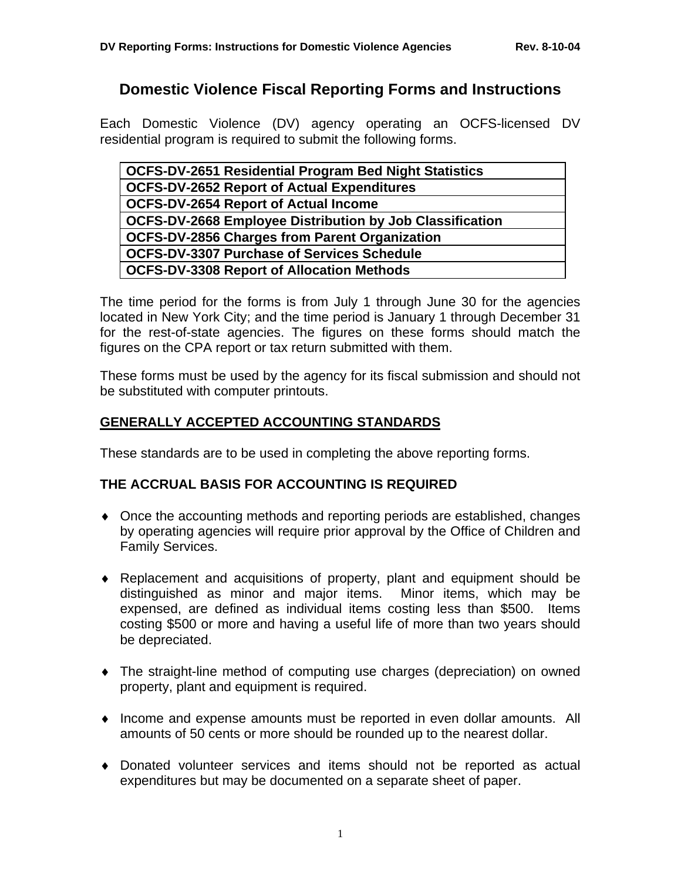# Domestic Violence Fiscal Reporting Forms and Instructions

Each Domestic Violence (DV) agency operating an OCFS-licensed DV residential program is required to submit the following forms.

| **OCFS-DV-2651 Residential Program Bed Night Statistics** |
|---|
| **OCFS-DV-2652 Report of Actual Expenditures** |
| **OCFS-DV-2654 Report of Actual Income** |
| **OCFS-DV-2668 Employee Distribution by Job Classification** |
| **OCFS-DV-2856 Charges from Parent Organization** |
| **OCFS-DV-3307 Purchase of Services Schedule** |
| **OCFS-DV-3308 Report of Allocation Methods** |

The time period for the forms is from July 1 through June 30 for the agencies located in New York City; and the time period is January 1 through December 31 for the rest-of-state agencies. The figures on these forms should match the figures on the CPA report or tax return submitted with them.

These forms must be used by the agency for its fiscal submission and should not be substituted with computer printouts.

## GENERALLY ACCEPTED ACCOUNTING STANDARDS

These standards are to be used in completing the above reporting forms.

### THE ACCRUAL BASIS FOR ACCOUNTING IS REQUIRED

- Once the accounting methods and reporting periods are established, changes by operating agencies will require prior approval by the Office of Children and Family Services.
- Replacement and acquisitions of property, plant and equipment should be distinguished as minor and major items. Minor items, which may be expensed, are defined as individual items costing less than $500. Items costing $500 or more and having a useful life of more than two years should be depreciated.
- The straight-line method of computing use charges (depreciation) on owned property, plant and equipment is required.
- Income and expense amounts must be reported in even dollar amounts. All amounts of 50 cents or more should be rounded up to the nearest dollar.
- Donated volunteer services and items should not be reported as actual expenditures but may be documented on a separate sheet of paper.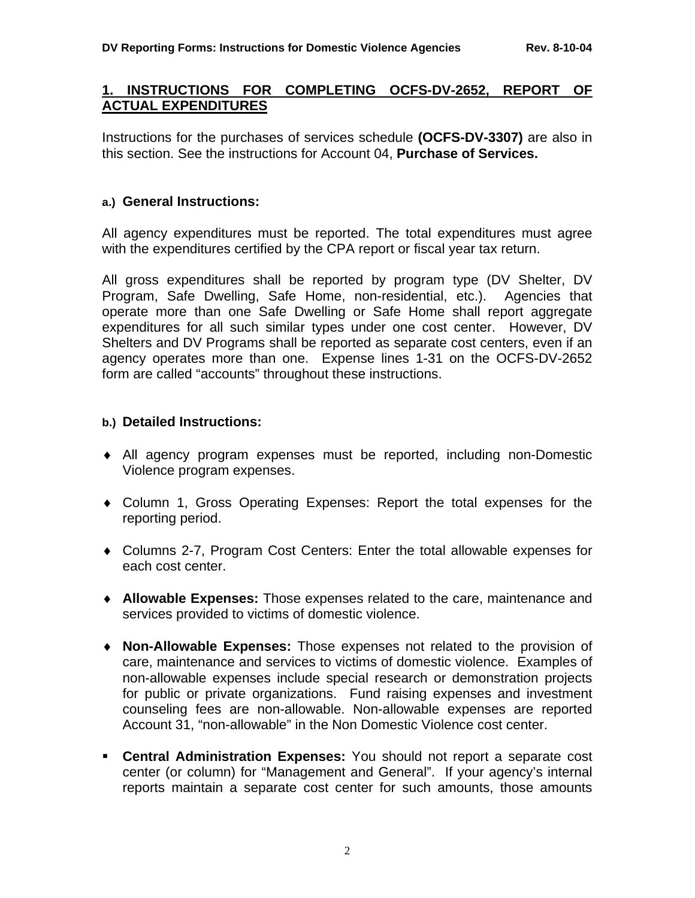## 1. INSTRUCTIONS FOR COMPLETING OCFS-DV-2652, REPORT OF ACTUAL EXPENDITURES

Instructions for the purchases of services schedule **(OCFS-DV-3307)** are also in this section. See the instructions for Account 04, **Purchase of Services.**

### a.) General Instructions:

All agency expenditures must be reported. The total expenditures must agree with the expenditures certified by the CPA report or fiscal year tax return.

All gross expenditures shall be reported by program type (DV Shelter, DV Program, Safe Dwelling, Safe Home, non-residential, etc.). Agencies that operate more than one Safe Dwelling or Safe Home shall report aggregate expenditures for all such similar types under one cost center. However, DV Shelters and DV Programs shall be reported as separate cost centers, even if an agency operates more than one. Expense lines 1-31 on the OCFS-DV-2652 form are called "accounts" throughout these instructions.

### b.) Detailed Instructions:

- All agency program expenses must be reported, including non-Domestic Violence program expenses.
- Column 1, Gross Operating Expenses: Report the total expenses for the reporting period.
- Columns 2-7, Program Cost Centers: Enter the total allowable expenses for each cost center.
- **Allowable Expenses:** Those expenses related to the care, maintenance and services provided to victims of domestic violence.
- **Non-Allowable Expenses:** Those expenses not related to the provision of care, maintenance and services to victims of domestic violence. Examples of non-allowable expenses include special research or demonstration projects for public or private organizations. Fund raising expenses and investment counseling fees are non-allowable. Non-allowable expenses are reported Account 31, "non-allowable" in the Non Domestic Violence cost center.
- **Central Administration Expenses:** You should not report a separate cost center (or column) for "Management and General". If your agency's internal reports maintain a separate cost center for such amounts, those amounts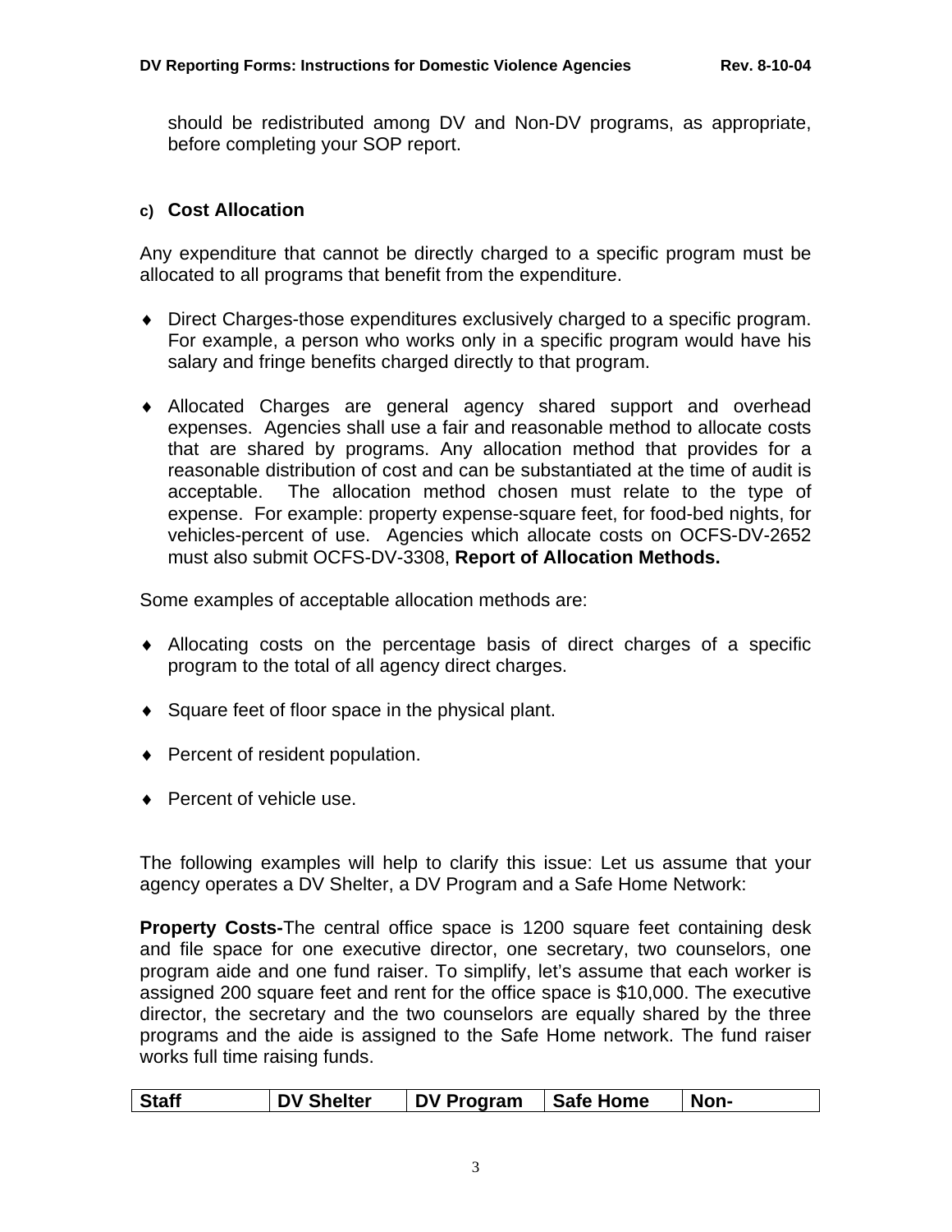should be redistributed among DV and Non-DV programs, as appropriate, before completing your SOP report.

### c) Cost Allocation

Any expenditure that cannot be directly charged to a specific program must be allocated to all programs that benefit from the expenditure.

- Direct Charges-those expenditures exclusively charged to a specific program. For example, a person who works only in a specific program would have his salary and fringe benefits charged directly to that program.

- Allocated Charges are general agency shared support and overhead expenses. Agencies shall use a fair and reasonable method to allocate costs that are shared by programs. Any allocation method that provides for a reasonable distribution of cost and can be substantiated at the time of audit is acceptable. The allocation method chosen must relate to the type of expense. For example: property expense-square feet, for food-bed nights, for vehicles-percent of use. Agencies which allocate costs on OCFS-DV-2652 must also submit OCFS-DV-3308, **Report of Allocation Methods.**

Some examples of acceptable allocation methods are:

- Allocating costs on the percentage basis of direct charges of a specific program to the total of all agency direct charges.

- Square feet of floor space in the physical plant.

- Percent of resident population.

- Percent of vehicle use.

The following examples will help to clarify this issue: Let us assume that your agency operates a DV Shelter, a DV Program and a Safe Home Network:

**Property Costs-**The central office space is 1200 square feet containing desk and file space for one executive director, one secretary, two counselors, one program aide and one fund raiser. To simplify, let's assume that each worker is assigned 200 square feet and rent for the office space is $10,000. The executive director, the secretary and the two counselors are equally shared by the three programs and the aide is assigned to the Safe Home network. The fund raiser works full time raising funds.

| Staff | DV Shelter | DV Program | Safe Home | Non- |
|---|---|---|---|---|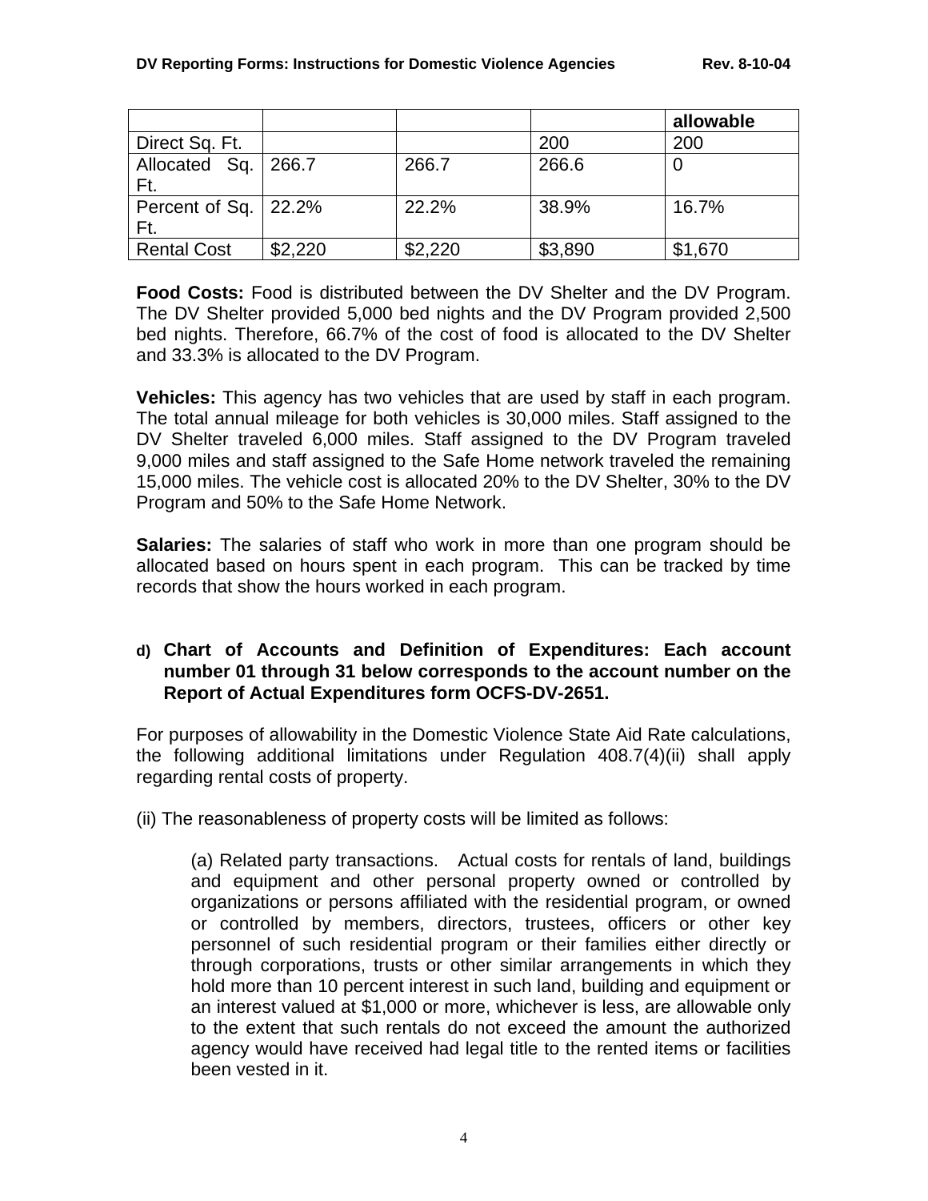| | | | | allowable |
|---|---|---|---|---|
| Direct Sq. Ft. | | | 200 | 200 |
| Allocated Sq. Ft. | 266.7 | 266.7 | 266.6 | 0 |
| Percent of Sq. Ft. | 22.2% | 22.2% | 38.9% | 16.7% |
| Rental Cost | $2,220 | $2,220 | $3,890 | $1,670 |

**Food Costs:** Food is distributed between the DV Shelter and the DV Program. The DV Shelter provided 5,000 bed nights and the DV Program provided 2,500 bed nights. Therefore, 66.7% of the cost of food is allocated to the DV Shelter and 33.3% is allocated to the DV Program.

**Vehicles:** This agency has two vehicles that are used by staff in each program. The total annual mileage for both vehicles is 30,000 miles. Staff assigned to the DV Shelter traveled 6,000 miles. Staff assigned to the DV Program traveled 9,000 miles and staff assigned to the Safe Home network traveled the remaining 15,000 miles. The vehicle cost is allocated 20% to the DV Shelter, 30% to the DV Program and 50% to the Safe Home Network.

**Salaries:** The salaries of staff who work in more than one program should be allocated based on hours spent in each program. This can be tracked by time records that show the hours worked in each program.

**d) Chart of Accounts and Definition of Expenditures: Each account number 01 through 31 below corresponds to the account number on the Report of Actual Expenditures form OCFS-DV-2651.**

For purposes of allowability in the Domestic Violence State Aid Rate calculations, the following additional limitations under Regulation 408.7(4)(ii) shall apply regarding rental costs of property.

(ii) The reasonableness of property costs will be limited as follows:

> (a) Related party transactions. Actual costs for rentals of land, buildings and equipment and other personal property owned or controlled by organizations or persons affiliated with the residential program, or owned or controlled by members, directors, trustees, officers or other key personnel of such residential program or their families either directly or through corporations, trusts or other similar arrangements in which they hold more than 10 percent interest in such land, building and equipment or an interest valued at $1,000 or more, whichever is less, are allowable only to the extent that such rentals do not exceed the amount the authorized agency would have received had legal title to the rented items or facilities been vested in it.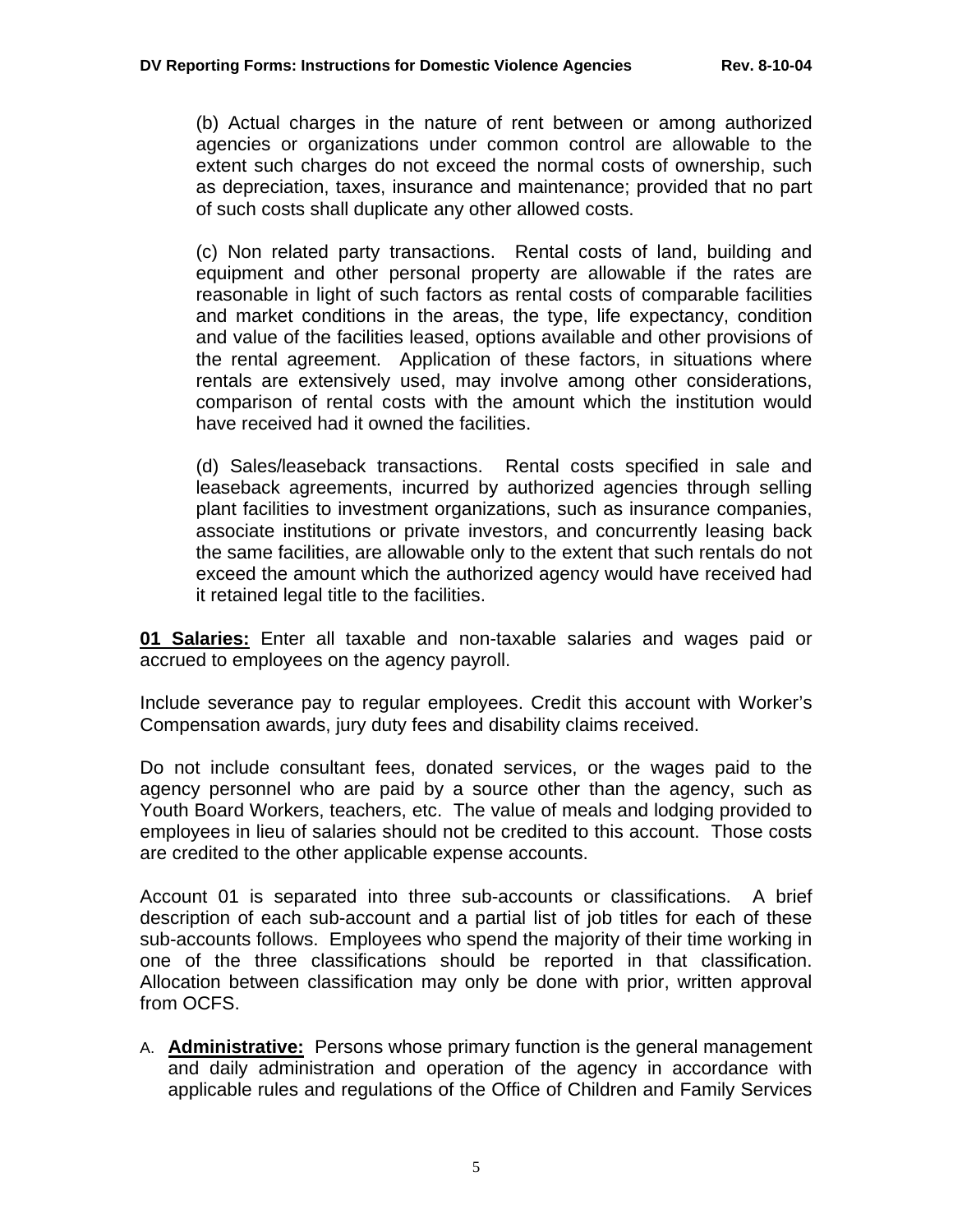(b) Actual charges in the nature of rent between or among authorized agencies or organizations under common control are allowable to the extent such charges do not exceed the normal costs of ownership, such as depreciation, taxes, insurance and maintenance; provided that no part of such costs shall duplicate any other allowed costs.

(c) Non related party transactions. Rental costs of land, building and equipment and other personal property are allowable if the rates are reasonable in light of such factors as rental costs of comparable facilities and market conditions in the areas, the type, life expectancy, condition and value of the facilities leased, options available and other provisions of the rental agreement. Application of these factors, in situations where rentals are extensively used, may involve among other considerations, comparison of rental costs with the amount which the institution would have received had it owned the facilities.

(d) Sales/leaseback transactions. Rental costs specified in sale and leaseback agreements, incurred by authorized agencies through selling plant facilities to investment organizations, such as insurance companies, associate institutions or private investors, and concurrently leasing back the same facilities, are allowable only to the extent that such rentals do not exceed the amount which the authorized agency would have received had it retained legal title to the facilities.

**01 Salaries:** Enter all taxable and non-taxable salaries and wages paid or accrued to employees on the agency payroll.

Include severance pay to regular employees. Credit this account with Worker's Compensation awards, jury duty fees and disability claims received.

Do not include consultant fees, donated services, or the wages paid to the agency personnel who are paid by a source other than the agency, such as Youth Board Workers, teachers, etc. The value of meals and lodging provided to employees in lieu of salaries should not be credited to this account. Those costs are credited to the other applicable expense accounts.

Account 01 is separated into three sub-accounts or classifications. A brief description of each sub-account and a partial list of job titles for each of these sub-accounts follows. Employees who spend the majority of their time working in one of the three classifications should be reported in that classification. Allocation between classification may only be done with prior, written approval from OCFS.

A. **Administrative:** Persons whose primary function is the general management and daily administration and operation of the agency in accordance with applicable rules and regulations of the Office of Children and Family Services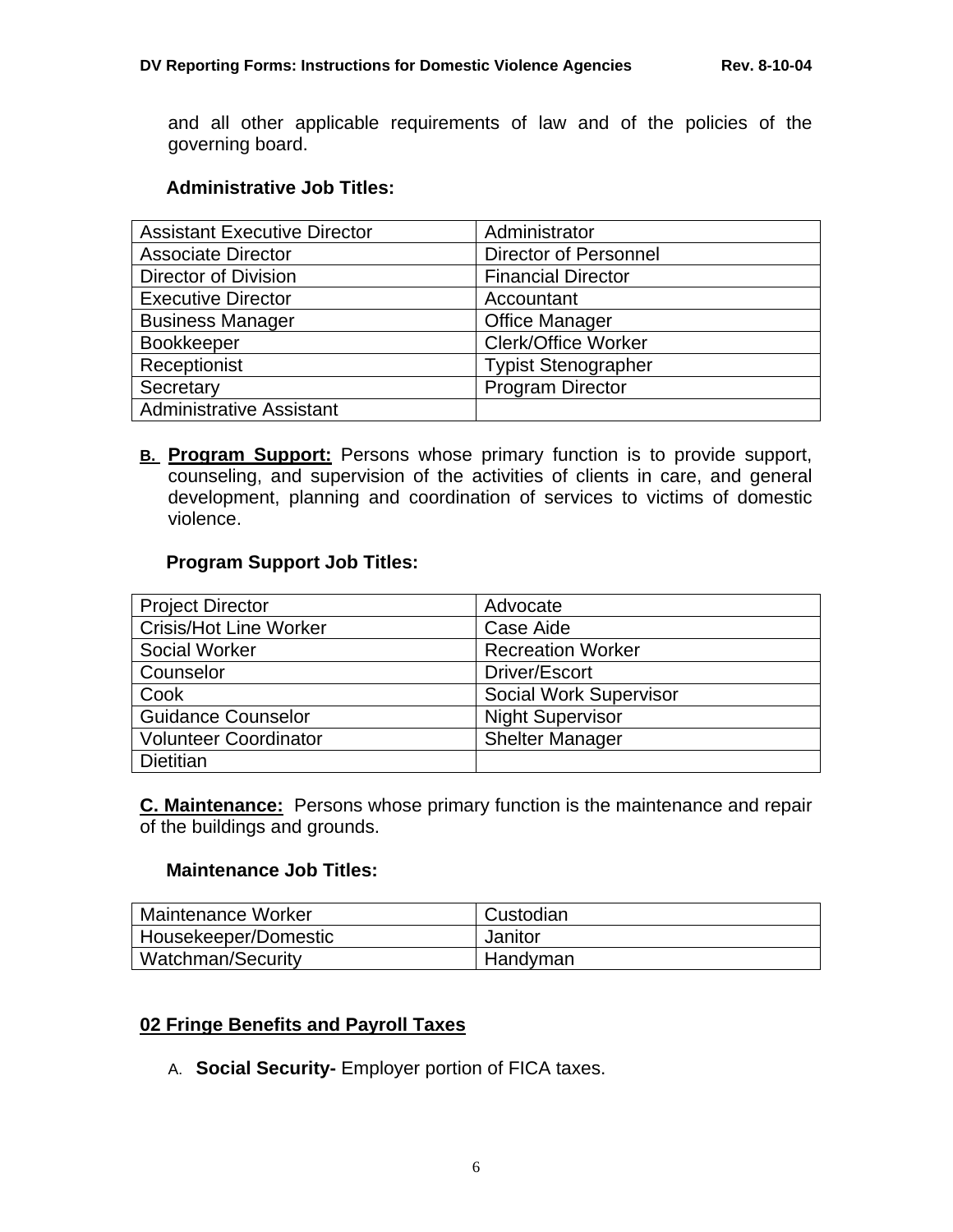and all other applicable requirements of law and of the policies of the governing board.

**Administrative Job Titles:**

| Assistant Executive Director | Administrator |
|---|---|
| Associate Director | Director of Personnel |
| Director of Division | Financial Director |
| Executive Director | Accountant |
| Business Manager | Office Manager |
| Bookkeeper | Clerk/Office Worker |
| Receptionist | Typist Stenographer |
| Secretary | Program Director |
| Administrative Assistant | |

**B. Program Support:** Persons whose primary function is to provide support, counseling, and supervision of the activities of clients in care, and general development, planning and coordination of services to victims of domestic violence.

**Program Support Job Titles:**

| Project Director | Advocate |
|---|---|
| Crisis/Hot Line Worker | Case Aide |
| Social Worker | Recreation Worker |
| Counselor | Driver/Escort |
| Cook | Social Work Supervisor |
| Guidance Counselor | Night Supervisor |
| Volunteer Coordinator | Shelter Manager |
| Dietitian | |

**C. Maintenance:** Persons whose primary function is the maintenance and repair of the buildings and grounds.

**Maintenance Job Titles:**

| Maintenance Worker | Custodian |
|---|---|
| Housekeeper/Domestic | Janitor |
| Watchman/Security | Handyman |

## 02 Fringe Benefits and Payroll Taxes

A. **Social Security-** Employer portion of FICA taxes.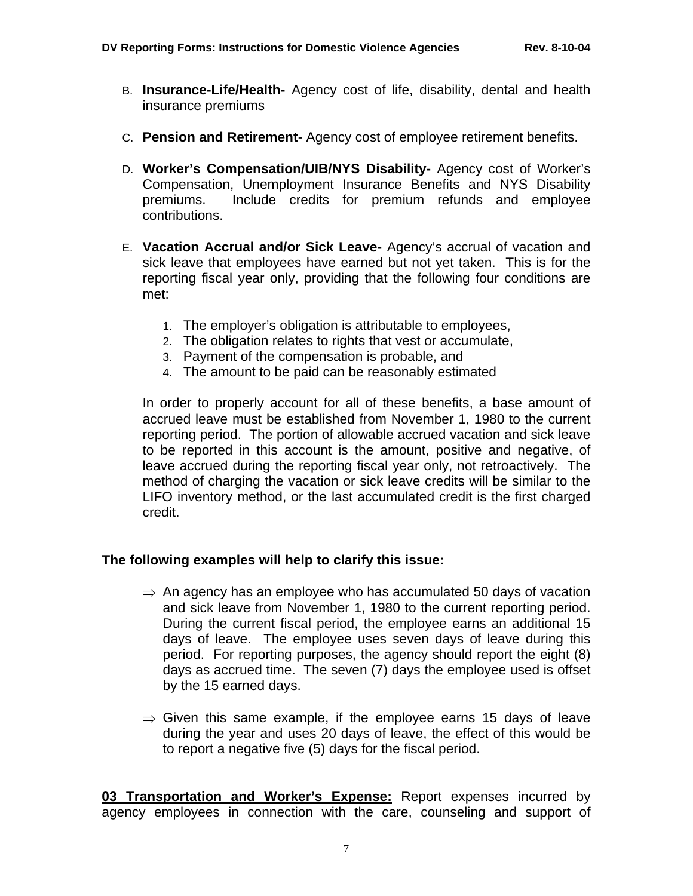B. **Insurance-Life/Health-** Agency cost of life, disability, dental and health insurance premiums

C. **Pension and Retirement**- Agency cost of employee retirement benefits.

D. **Worker's Compensation/UIB/NYS Disability-** Agency cost of Worker's Compensation, Unemployment Insurance Benefits and NYS Disability premiums. Include credits for premium refunds and employee contributions.

E. **Vacation Accrual and/or Sick Leave-** Agency's accrual of vacation and sick leave that employees have earned but not yet taken. This is for the reporting fiscal year only, providing that the following four conditions are met:

   1. The employer's obligation is attributable to employees,
   2. The obligation relates to rights that vest or accumulate,
   3. Payment of the compensation is probable, and
   4. The amount to be paid can be reasonably estimated

   In order to properly account for all of these benefits, a base amount of accrued leave must be established from November 1, 1980 to the current reporting period. The portion of allowable accrued vacation and sick leave to be reported in this account is the amount, positive and negative, of leave accrued during the reporting fiscal year only, not retroactively. The method of charging the vacation or sick leave credits will be similar to the LIFO inventory method, or the last accumulated credit is the first charged credit.

**The following examples will help to clarify this issue:**

- ⇒ An agency has an employee who has accumulated 50 days of vacation and sick leave from November 1, 1980 to the current reporting period. During the current fiscal period, the employee earns an additional 15 days of leave. The employee uses seven days of leave during this period. For reporting purposes, the agency should report the eight (8) days as accrued time. The seven (7) days the employee used is offset by the 15 earned days.

- ⇒ Given this same example, if the employee earns 15 days of leave during the year and uses 20 days of leave, the effect of this would be to report a negative five (5) days for the fiscal period.

**03 Transportation and Worker's Expense:** Report expenses incurred by agency employees in connection with the care, counseling and support of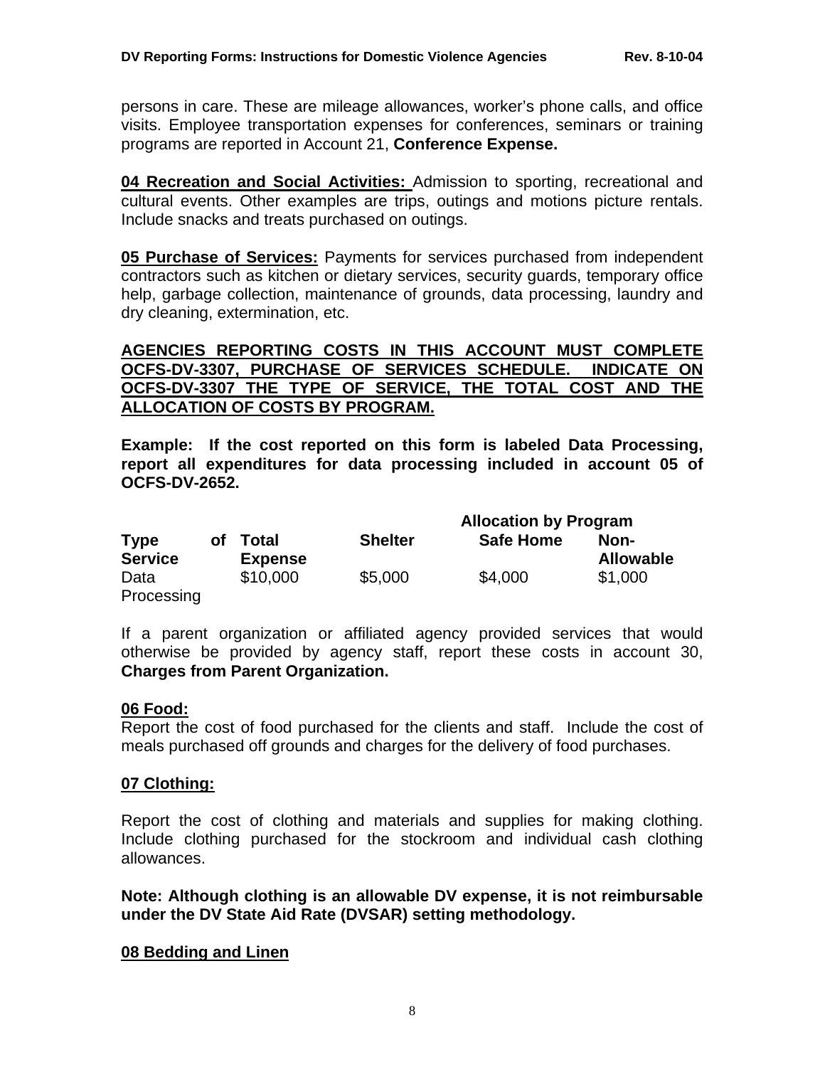persons in care. These are mileage allowances, worker's phone calls, and office visits. Employee transportation expenses for conferences, seminars or training programs are reported in Account 21, **Conference Expense.**

**04 Recreation and Social Activities:** Admission to sporting, recreational and cultural events. Other examples are trips, outings and motions picture rentals. Include snacks and treats purchased on outings.

**05 Purchase of Services:** Payments for services purchased from independent contractors such as kitchen or dietary services, security guards, temporary office help, garbage collection, maintenance of grounds, data processing, laundry and dry cleaning, extermination, etc.

**AGENCIES REPORTING COSTS IN THIS ACCOUNT MUST COMPLETE OCFS-DV-3307, PURCHASE OF SERVICES SCHEDULE. INDICATE ON OCFS-DV-3307 THE TYPE OF SERVICE, THE TOTAL COST AND THE ALLOCATION OF COSTS BY PROGRAM.**

**Example: If the cost reported on this form is labeled Data Processing, report all expenditures for data processing included in account 05 of OCFS-DV-2652.**

| | | | Allocation by Program | |
|---|---|---|---|---|
| **Type of Service** | **Total Expense** | **Shelter** | **Safe Home** | **Non-Allowable** |
| Data Processing | $10,000 | $5,000 | $4,000 | $1,000 |

If a parent organization or affiliated agency provided services that would otherwise be provided by agency staff, report these costs in account 30, **Charges from Parent Organization.**

**06 Food:**

Report the cost of food purchased for the clients and staff. Include the cost of meals purchased off grounds and charges for the delivery of food purchases.

**07 Clothing:**

Report the cost of clothing and materials and supplies for making clothing. Include clothing purchased for the stockroom and individual cash clothing allowances.

**Note: Although clothing is an allowable DV expense, it is not reimbursable under the DV State Aid Rate (DVSAR) setting methodology.**

**08 Bedding and Linen**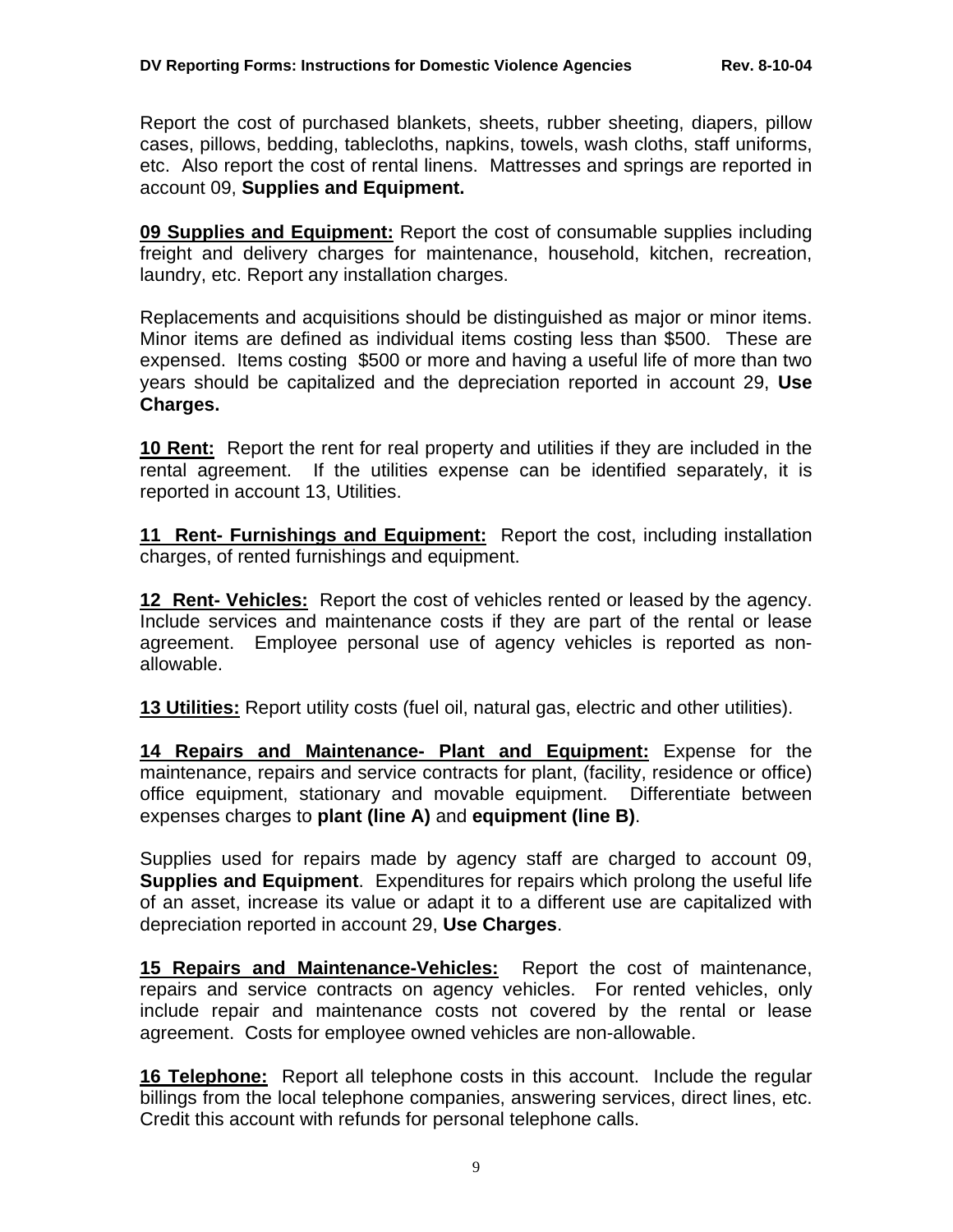Report the cost of purchased blankets, sheets, rubber sheeting, diapers, pillow cases, pillows, bedding, tablecloths, napkins, towels, wash cloths, staff uniforms, etc. Also report the cost of rental linens. Mattresses and springs are reported in account 09, **Supplies and Equipment.**

**09 Supplies and Equipment:** Report the cost of consumable supplies including freight and delivery charges for maintenance, household, kitchen, recreation, laundry, etc. Report any installation charges.

Replacements and acquisitions should be distinguished as major or minor items. Minor items are defined as individual items costing less than $500. These are expensed. Items costing $500 or more and having a useful life of more than two years should be capitalized and the depreciation reported in account 29, **Use Charges.**

**10 Rent:** Report the rent for real property and utilities if they are included in the rental agreement. If the utilities expense can be identified separately, it is reported in account 13, Utilities.

**11 Rent- Furnishings and Equipment:** Report the cost, including installation charges, of rented furnishings and equipment.

**12 Rent- Vehicles:** Report the cost of vehicles rented or leased by the agency. Include services and maintenance costs if they are part of the rental or lease agreement. Employee personal use of agency vehicles is reported as non-allowable.

**13 Utilities:** Report utility costs (fuel oil, natural gas, electric and other utilities).

**14 Repairs and Maintenance- Plant and Equipment:** Expense for the maintenance, repairs and service contracts for plant, (facility, residence or office) office equipment, stationary and movable equipment. Differentiate between expenses charges to **plant (line A)** and **equipment (line B)**.

Supplies used for repairs made by agency staff are charged to account 09, **Supplies and Equipment**. Expenditures for repairs which prolong the useful life of an asset, increase its value or adapt it to a different use are capitalized with depreciation reported in account 29, **Use Charges**.

**15 Repairs and Maintenance-Vehicles:** Report the cost of maintenance, repairs and service contracts on agency vehicles. For rented vehicles, only include repair and maintenance costs not covered by the rental or lease agreement. Costs for employee owned vehicles are non-allowable.

**16 Telephone:** Report all telephone costs in this account. Include the regular billings from the local telephone companies, answering services, direct lines, etc. Credit this account with refunds for personal telephone calls.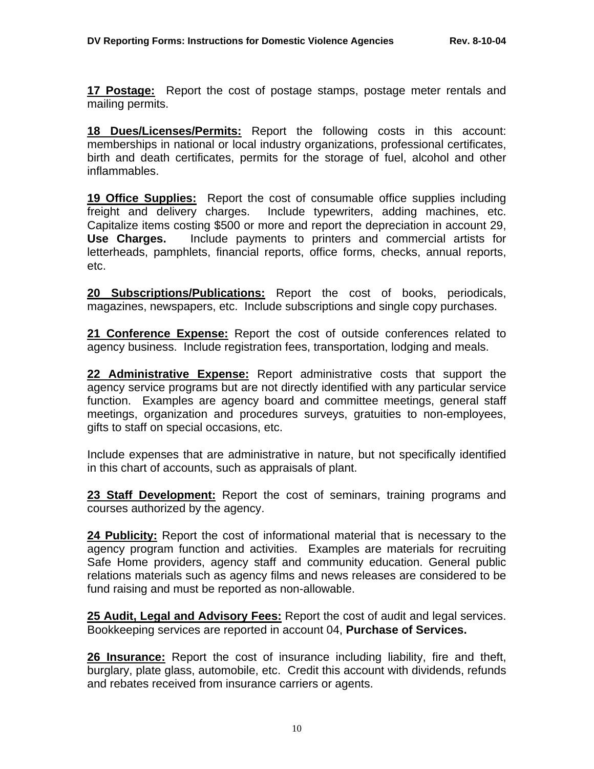**<u>17 Postage:</u>** Report the cost of postage stamps, postage meter rentals and mailing permits.

**<u>18 Dues/Licenses/Permits:</u>** Report the following costs in this account: memberships in national or local industry organizations, professional certificates, birth and death certificates, permits for the storage of fuel, alcohol and other inflammables.

**<u>19 Office Supplies:</u>** Report the cost of consumable office supplies including freight and delivery charges. Include typewriters, adding machines, etc. Capitalize items costing $500 or more and report the depreciation in account 29, **Use Charges.** Include payments to printers and commercial artists for letterheads, pamphlets, financial reports, office forms, checks, annual reports, etc.

**<u>20 Subscriptions/Publications:</u>** Report the cost of books, periodicals, magazines, newspapers, etc. Include subscriptions and single copy purchases.

**<u>21 Conference Expense:</u>** Report the cost of outside conferences related to agency business. Include registration fees, transportation, lodging and meals.

**<u>22 Administrative Expense:</u>** Report administrative costs that support the agency service programs but are not directly identified with any particular service function. Examples are agency board and committee meetings, general staff meetings, organization and procedures surveys, gratuities to non-employees, gifts to staff on special occasions, etc.

Include expenses that are administrative in nature, but not specifically identified in this chart of accounts, such as appraisals of plant.

**<u>23 Staff Development:</u>** Report the cost of seminars, training programs and courses authorized by the agency.

**<u>24 Publicity:</u>** Report the cost of informational material that is necessary to the agency program function and activities. Examples are materials for recruiting Safe Home providers, agency staff and community education. General public relations materials such as agency films and news releases are considered to be fund raising and must be reported as non-allowable.

**<u>25 Audit, Legal and Advisory Fees:</u>** Report the cost of audit and legal services. Bookkeeping services are reported in account 04, **Purchase of Services.**

**<u>26 Insurance:</u>** Report the cost of insurance including liability, fire and theft, burglary, plate glass, automobile, etc. Credit this account with dividends, refunds and rebates received from insurance carriers or agents.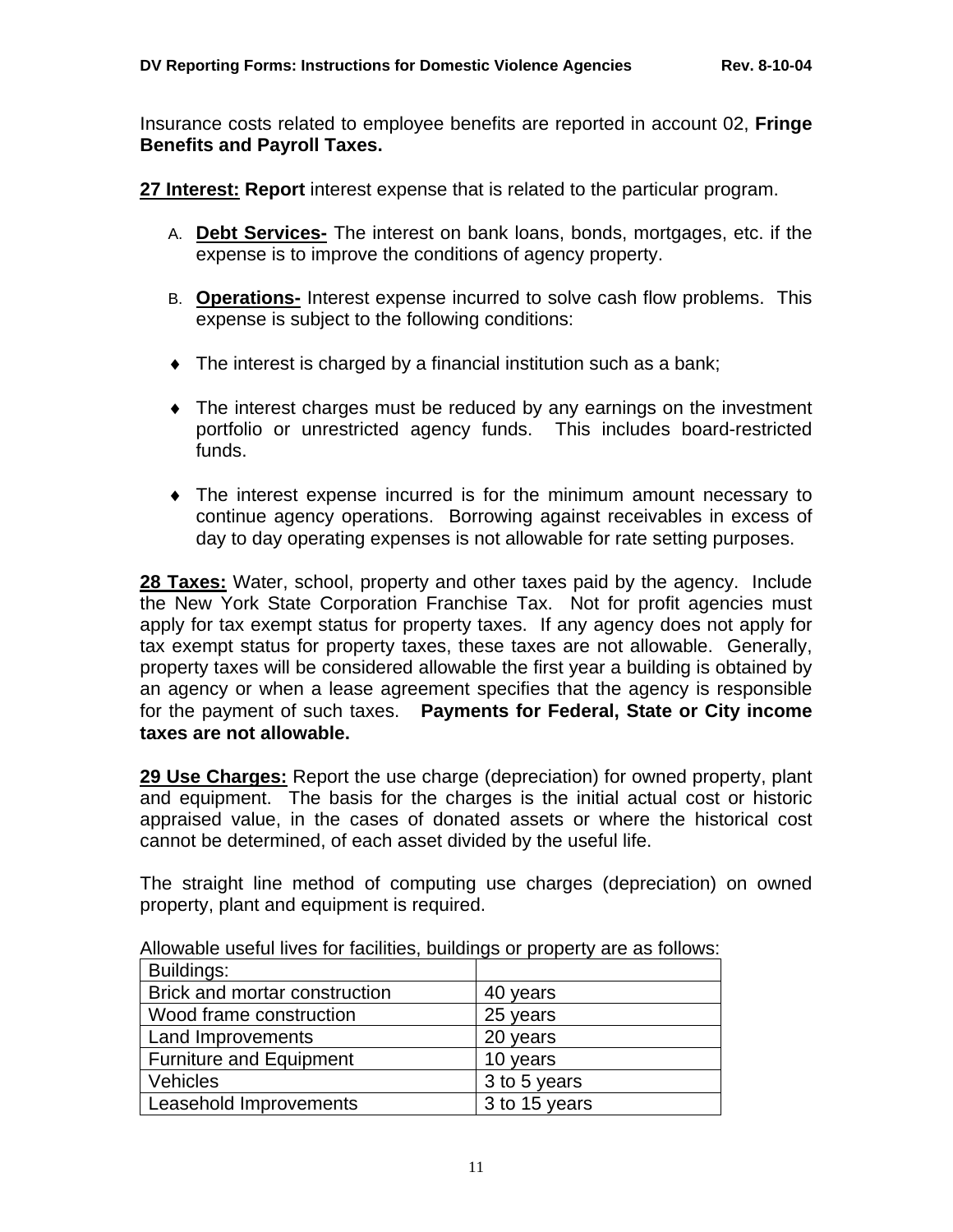Insurance costs related to employee benefits are reported in account 02, **Fringe Benefits and Payroll Taxes.**

**27 Interest: Report** interest expense that is related to the particular program.

A. **Debt Services-** The interest on bank loans, bonds, mortgages, etc. if the expense is to improve the conditions of agency property.

B. **Operations-** Interest expense incurred to solve cash flow problems. This expense is subject to the following conditions:

- The interest is charged by a financial institution such as a bank;

- The interest charges must be reduced by any earnings on the investment portfolio or unrestricted agency funds. This includes board-restricted funds.

- The interest expense incurred is for the minimum amount necessary to continue agency operations. Borrowing against receivables in excess of day to day operating expenses is not allowable for rate setting purposes.

**28 Taxes:** Water, school, property and other taxes paid by the agency. Include the New York State Corporation Franchise Tax. Not for profit agencies must apply for tax exempt status for property taxes. If any agency does not apply for tax exempt status for property taxes, these taxes are not allowable. Generally, property taxes will be considered allowable the first year a building is obtained by an agency or when a lease agreement specifies that the agency is responsible for the payment of such taxes. **Payments for Federal, State or City income taxes are not allowable.**

**29 Use Charges:** Report the use charge (depreciation) for owned property, plant and equipment. The basis for the charges is the initial actual cost or historic appraised value, in the cases of donated assets or where the historical cost cannot be determined, of each asset divided by the useful life.

The straight line method of computing use charges (depreciation) on owned property, plant and equipment is required.

Allowable useful lives for facilities, buildings or property are as follows:

| Buildings: | |
|---|---|
| Brick and mortar construction | 40 years |
| Wood frame construction | 25 years |
| Land Improvements | 20 years |
| Furniture and Equipment | 10 years |
| Vehicles | 3 to 5 years |
| Leasehold Improvements | 3 to 15 years |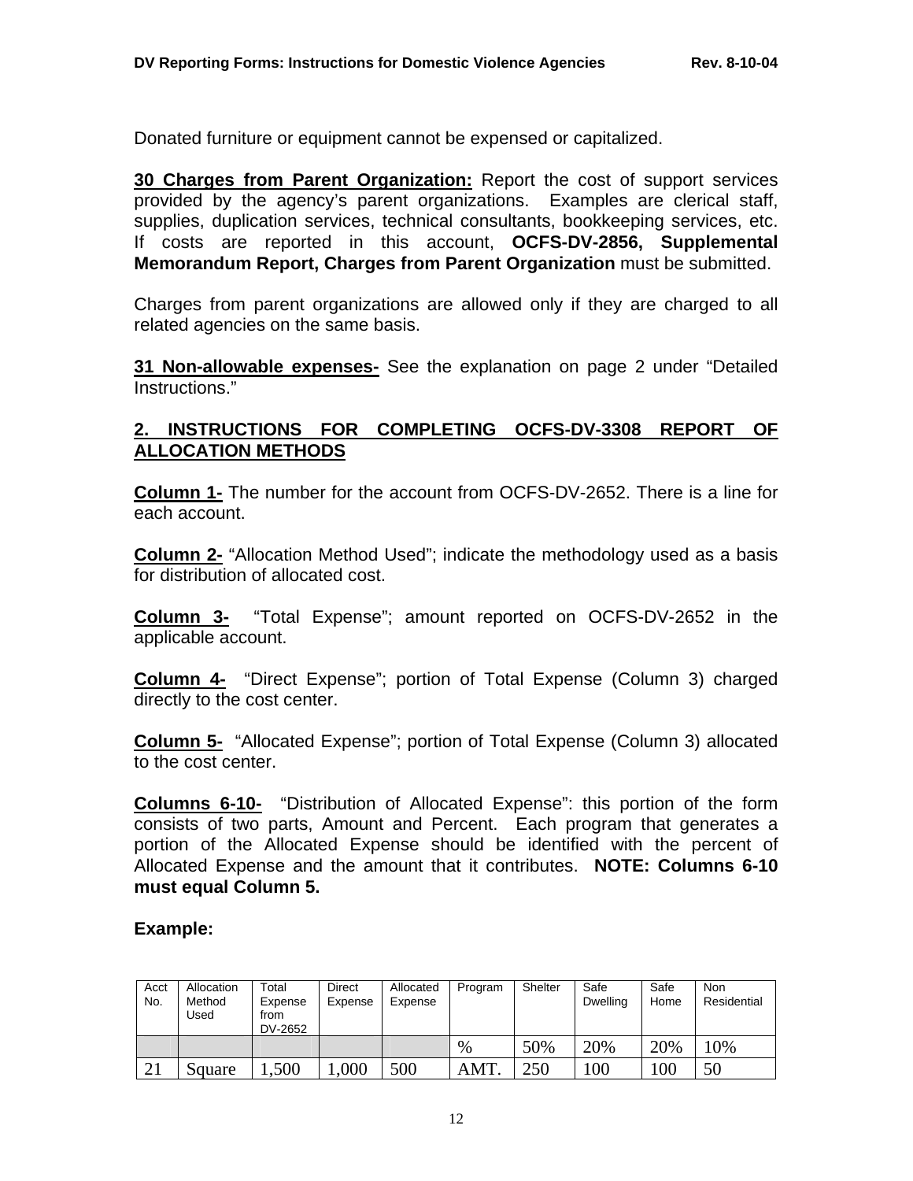Donated furniture or equipment cannot be expensed or capitalized.

**30 Charges from Parent Organization:** Report the cost of support services provided by the agency's parent organizations. Examples are clerical staff, supplies, duplication services, technical consultants, bookkeeping services, etc. If costs are reported in this account, **OCFS-DV-2856, Supplemental Memorandum Report, Charges from Parent Organization** must be submitted.

Charges from parent organizations are allowed only if they are charged to all related agencies on the same basis.

**31 Non-allowable expenses-** See the explanation on page 2 under "Detailed Instructions."

## 2. INSTRUCTIONS FOR COMPLETING OCFS-DV-3308 REPORT OF ALLOCATION METHODS

**Column 1-** The number for the account from OCFS-DV-2652. There is a line for each account.

**Column 2-** "Allocation Method Used"; indicate the methodology used as a basis for distribution of allocated cost.

**Column 3-** "Total Expense"; amount reported on OCFS-DV-2652 in the applicable account.

**Column 4-** "Direct Expense"; portion of Total Expense (Column 3) charged directly to the cost center.

**Column 5-** "Allocated Expense"; portion of Total Expense (Column 3) allocated to the cost center.

**Columns 6-10-** "Distribution of Allocated Expense": this portion of the form consists of two parts, Amount and Percent. Each program that generates a portion of the Allocated Expense should be identified with the percent of Allocated Expense and the amount that it contributes. **NOTE: Columns 6-10 must equal Column 5.**

**Example:**

| Acct No. | Allocation Method Used | Total Expense from DV-2652 | Direct Expense | Allocated Expense | Program | Shelter | Safe Dwelling | Safe Home | Non Residential |
|---|---|---|---|---|---|---|---|---|---|
| | | | | | % | 50% | 20% | 20% | 10% |
| 21 | Square | 1,500 | 1,000 | 500 | AMT. | 250 | 100 | 100 | 50 |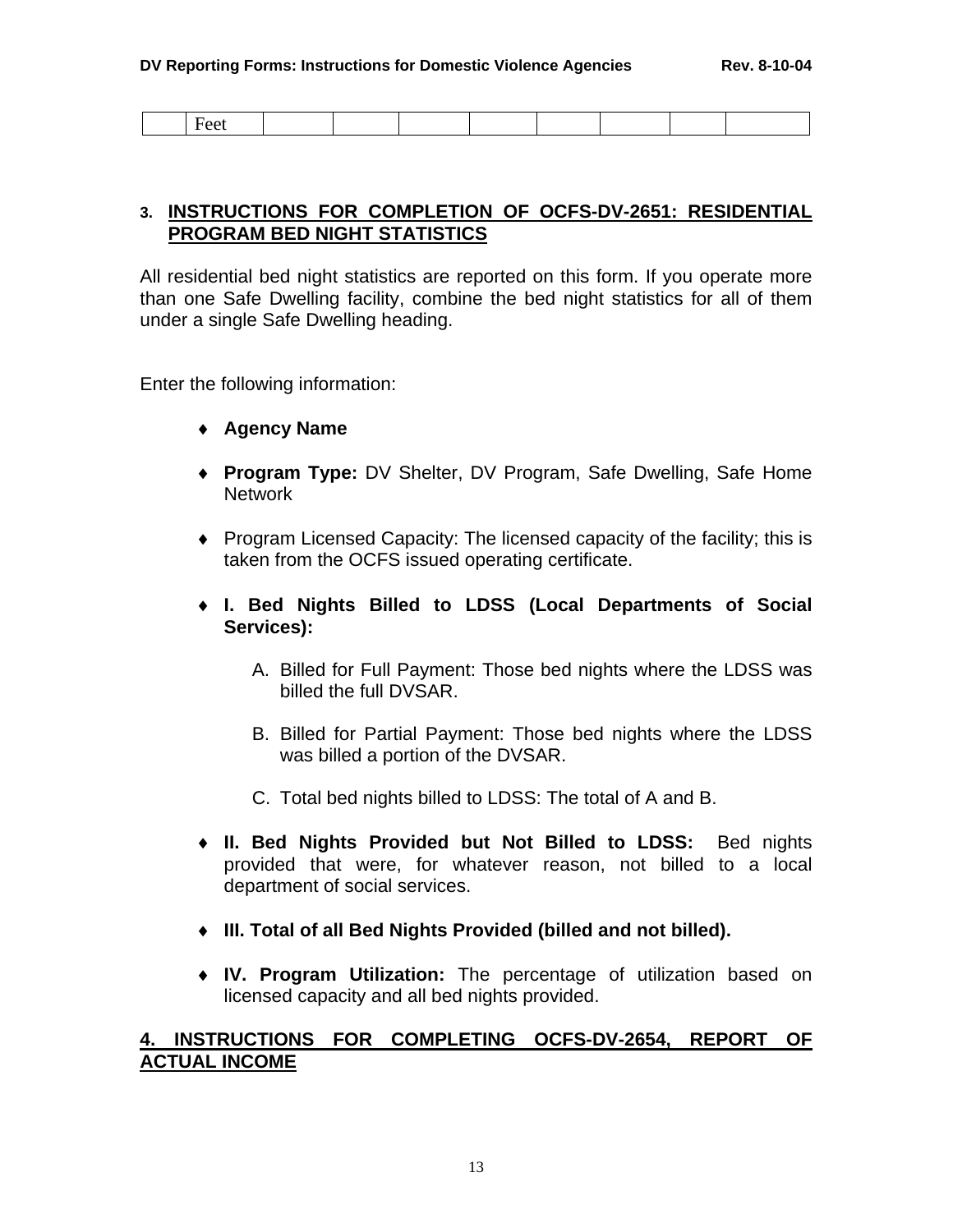|  | Feet |  |  |  |  |  |  |  |  |
|---|---|---|---|---|---|---|---|---|---|

## 3. INSTRUCTIONS FOR COMPLETION OF OCFS-DV-2651: RESIDENTIAL PROGRAM BED NIGHT STATISTICS

All residential bed night statistics are reported on this form. If you operate more than one Safe Dwelling facility, combine the bed night statistics for all of them under a single Safe Dwelling heading.

Enter the following information:

- **Agency Name**
- **Program Type:** DV Shelter, DV Program, Safe Dwelling, Safe Home Network
- Program Licensed Capacity: The licensed capacity of the facility; this is taken from the OCFS issued operating certificate.
- **I. Bed Nights Billed to LDSS (Local Departments of Social Services):**
  - A. Billed for Full Payment: Those bed nights where the LDSS was billed the full DVSAR.
  - B. Billed for Partial Payment: Those bed nights where the LDSS was billed a portion of the DVSAR.
  - C. Total bed nights billed to LDSS: The total of A and B.
- **II. Bed Nights Provided but Not Billed to LDSS:** Bed nights provided that were, for whatever reason, not billed to a local department of social services.
- **III. Total of all Bed Nights Provided (billed and not billed).**
- **IV. Program Utilization:** The percentage of utilization based on licensed capacity and all bed nights provided.

## 4. INSTRUCTIONS FOR COMPLETING OCFS-DV-2654, REPORT OF ACTUAL INCOME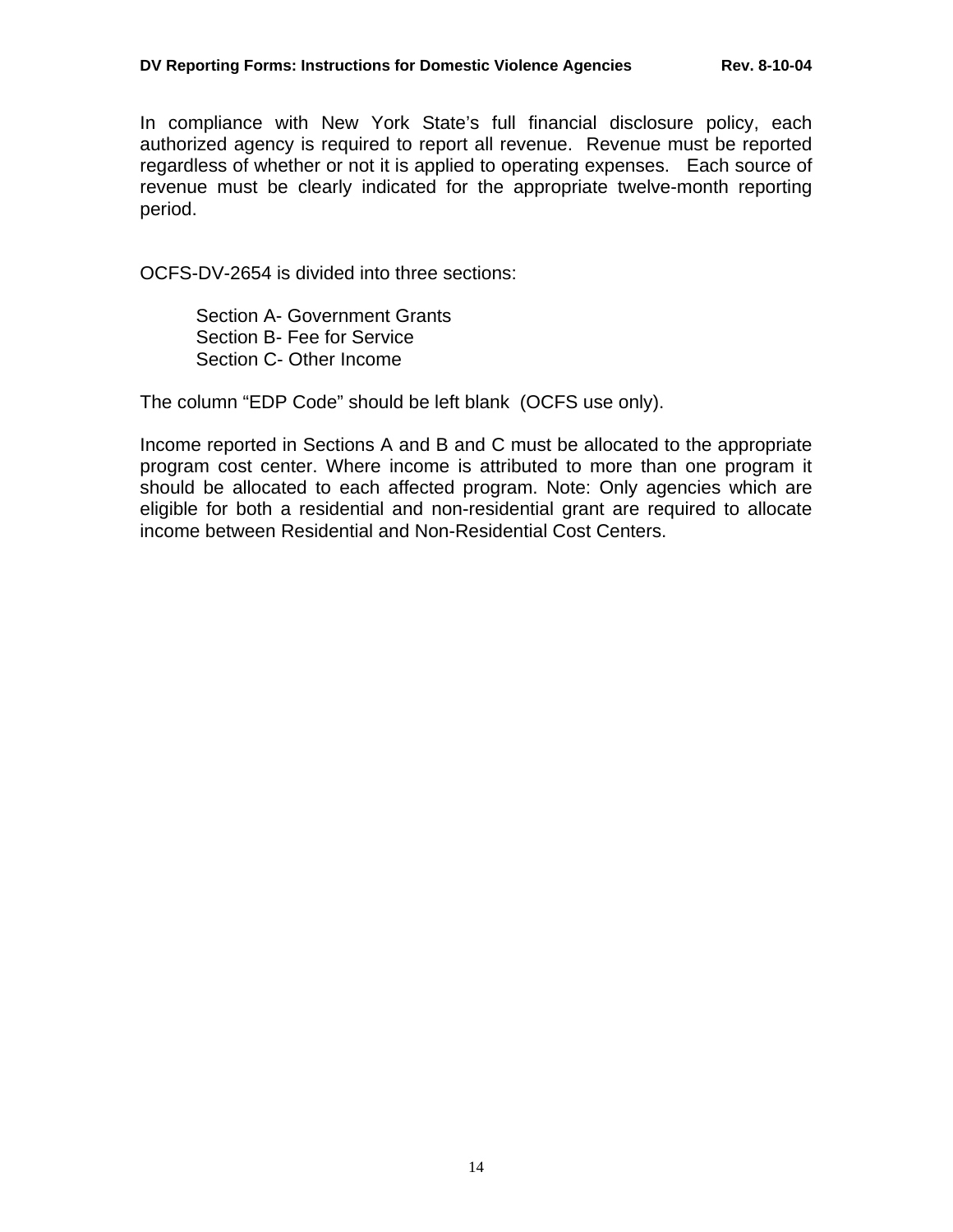In compliance with New York State's full financial disclosure policy, each authorized agency is required to report all revenue. Revenue must be reported regardless of whether or not it is applied to operating expenses. Each source of revenue must be clearly indicated for the appropriate twelve-month reporting period.

OCFS-DV-2654 is divided into three sections:

Section A- Government Grants
Section B- Fee for Service
Section C- Other Income

The column "EDP Code" should be left blank (OCFS use only).

Income reported in Sections A and B and C must be allocated to the appropriate program cost center. Where income is attributed to more than one program it should be allocated to each affected program. Note: Only agencies which are eligible for both a residential and non-residential grant are required to allocate income between Residential and Non-Residential Cost Centers.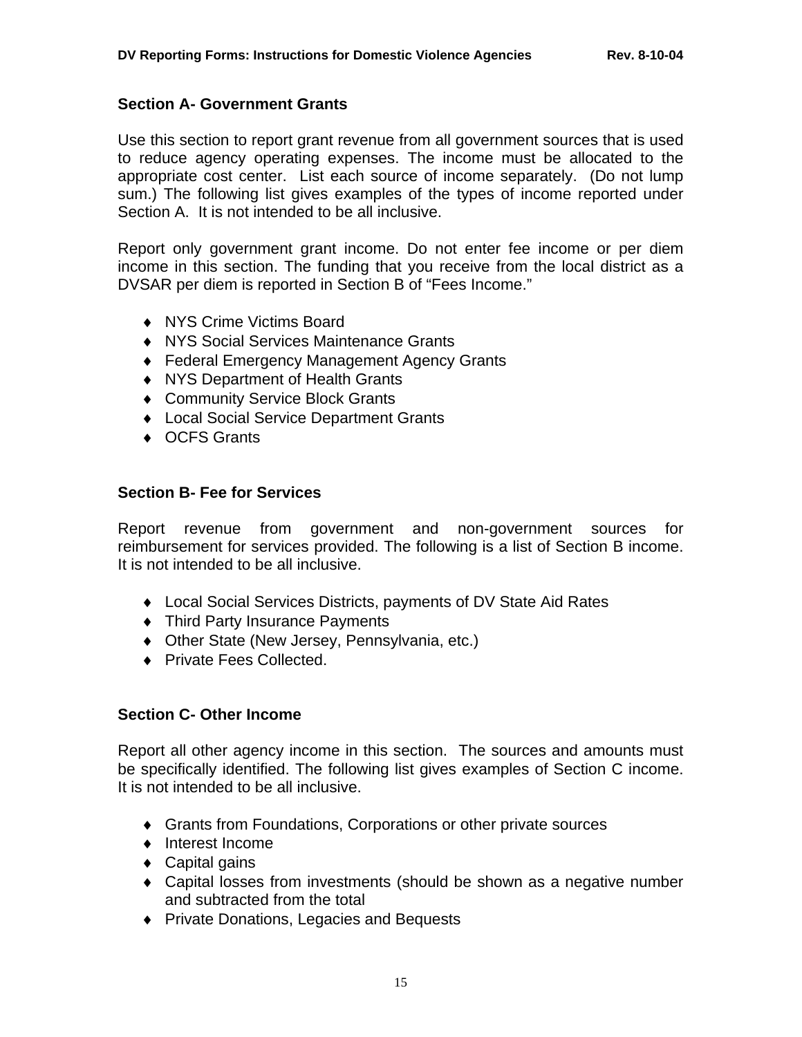## Section A- Government Grants

Use this section to report grant revenue from all government sources that is used to reduce agency operating expenses. The income must be allocated to the appropriate cost center. List each source of income separately. (Do not lump sum.) The following list gives examples of the types of income reported under Section A. It is not intended to be all inclusive.

Report only government grant income. Do not enter fee income or per diem income in this section. The funding that you receive from the local district as a DVSAR per diem is reported in Section B of "Fees Income."

- NYS Crime Victims Board
- NYS Social Services Maintenance Grants
- Federal Emergency Management Agency Grants
- NYS Department of Health Grants
- Community Service Block Grants
- Local Social Service Department Grants
- OCFS Grants

## Section B- Fee for Services

Report revenue from government and non-government sources for reimbursement for services provided. The following is a list of Section B income. It is not intended to be all inclusive.

- Local Social Services Districts, payments of DV State Aid Rates
- Third Party Insurance Payments
- Other State (New Jersey, Pennsylvania, etc.)
- Private Fees Collected.

## Section C- Other Income

Report all other agency income in this section. The sources and amounts must be specifically identified. The following list gives examples of Section C income. It is not intended to be all inclusive.

- Grants from Foundations, Corporations or other private sources
- Interest Income
- Capital gains
- Capital losses from investments (should be shown as a negative number and subtracted from the total
- Private Donations, Legacies and Bequests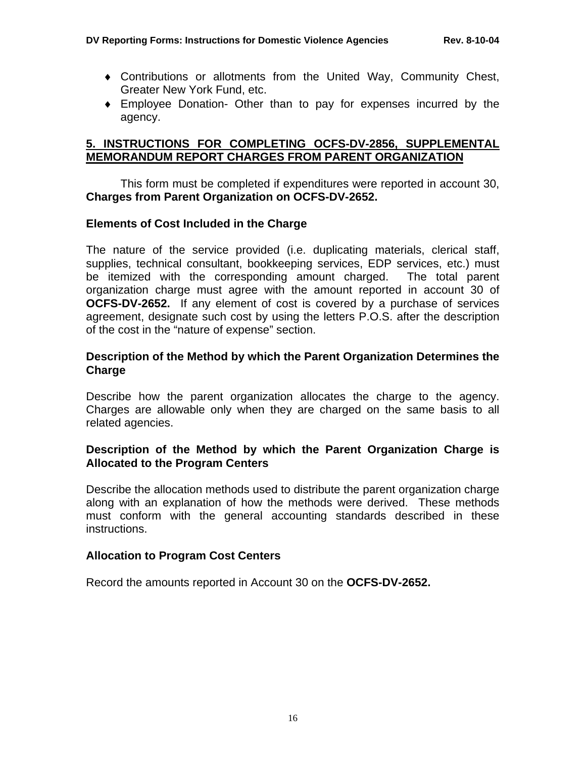- Contributions or allotments from the United Way, Community Chest, Greater New York Fund, etc.
- Employee Donation- Other than to pay for expenses incurred by the agency.

## 5. INSTRUCTIONS FOR COMPLETING OCFS-DV-2856, SUPPLEMENTAL MEMORANDUM REPORT CHARGES FROM PARENT ORGANIZATION

This form must be completed if expenditures were reported in account 30, **Charges from Parent Organization on OCFS-DV-2652.**

### Elements of Cost Included in the Charge

The nature of the service provided (i.e. duplicating materials, clerical staff, supplies, technical consultant, bookkeeping services, EDP services, etc.) must be itemized with the corresponding amount charged. The total parent organization charge must agree with the amount reported in account 30 of **OCFS-DV-2652.** If any element of cost is covered by a purchase of services agreement, designate such cost by using the letters P.O.S. after the description of the cost in the "nature of expense" section.

### Description of the Method by which the Parent Organization Determines the Charge

Describe how the parent organization allocates the charge to the agency. Charges are allowable only when they are charged on the same basis to all related agencies.

### Description of the Method by which the Parent Organization Charge is Allocated to the Program Centers

Describe the allocation methods used to distribute the parent organization charge along with an explanation of how the methods were derived. These methods must conform with the general accounting standards described in these instructions.

### Allocation to Program Cost Centers

Record the amounts reported in Account 30 on the **OCFS-DV-2652.**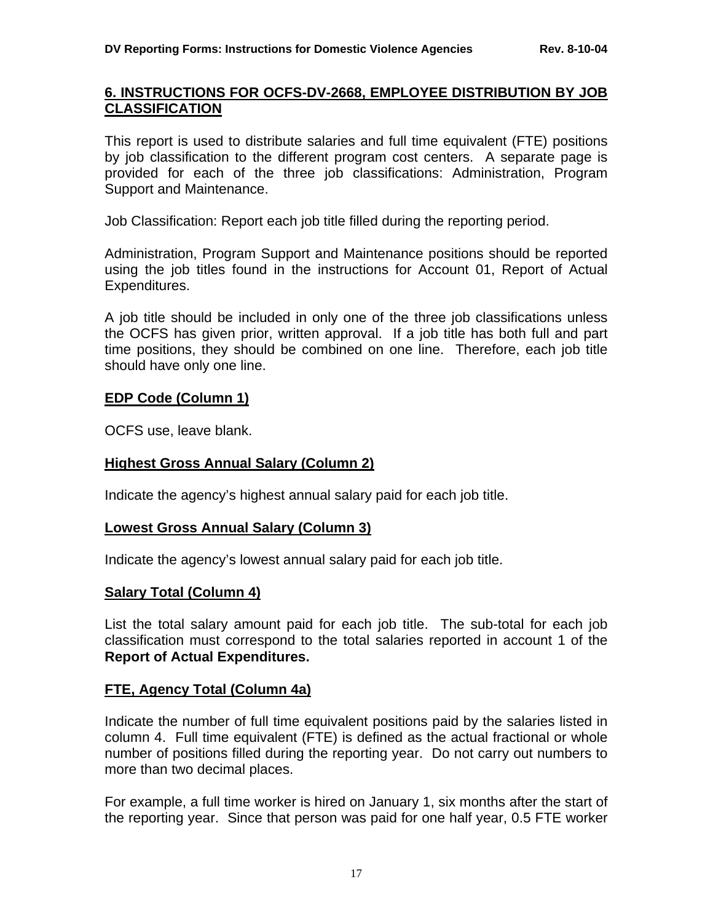## 6. INSTRUCTIONS FOR OCFS-DV-2668, EMPLOYEE DISTRIBUTION BY JOB CLASSIFICATION

This report is used to distribute salaries and full time equivalent (FTE) positions by job classification to the different program cost centers. A separate page is provided for each of the three job classifications: Administration, Program Support and Maintenance.

Job Classification: Report each job title filled during the reporting period.

Administration, Program Support and Maintenance positions should be reported using the job titles found in the instructions for Account 01, Report of Actual Expenditures.

A job title should be included in only one of the three job classifications unless the OCFS has given prior, written approval. If a job title has both full and part time positions, they should be combined on one line. Therefore, each job title should have only one line.

### EDP Code (Column 1)

OCFS use, leave blank.

### Highest Gross Annual Salary (Column 2)

Indicate the agency's highest annual salary paid for each job title.

### Lowest Gross Annual Salary (Column 3)

Indicate the agency's lowest annual salary paid for each job title.

### Salary Total (Column 4)

List the total salary amount paid for each job title. The sub-total for each job classification must correspond to the total salaries reported in account 1 of the **Report of Actual Expenditures.**

### FTE, Agency Total (Column 4a)

Indicate the number of full time equivalent positions paid by the salaries listed in column 4. Full time equivalent (FTE) is defined as the actual fractional or whole number of positions filled during the reporting year. Do not carry out numbers to more than two decimal places.

For example, a full time worker is hired on January 1, six months after the start of the reporting year. Since that person was paid for one half year, 0.5 FTE worker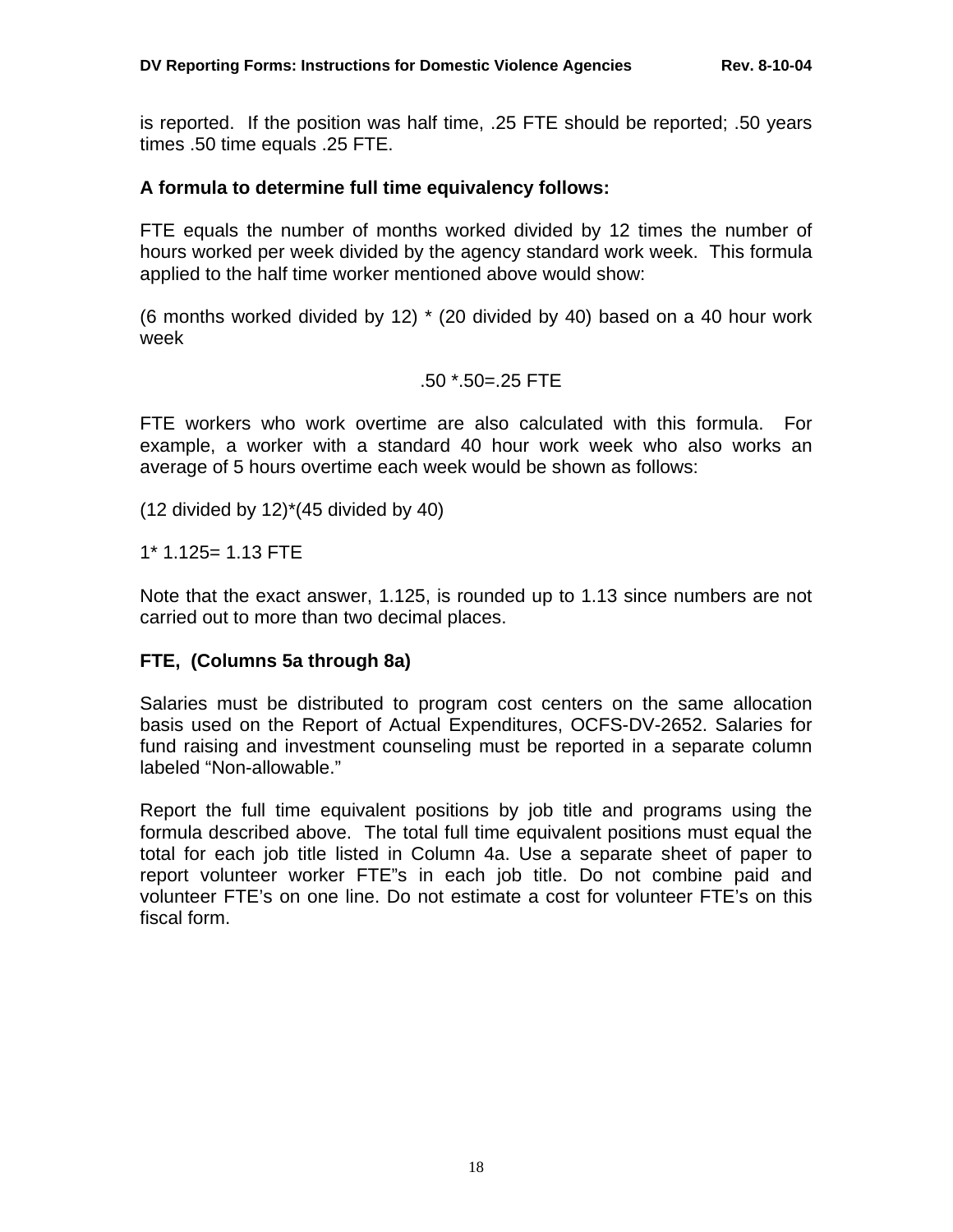is reported. If the position was half time, .25 FTE should be reported; .50 years times .50 time equals .25 FTE.

**A formula to determine full time equivalency follows:**

FTE equals the number of months worked divided by 12 times the number of hours worked per week divided by the agency standard work week. This formula applied to the half time worker mentioned above would show:

(6 months worked divided by 12) * (20 divided by 40) based on a 40 hour work week

.50 *.50=.25 FTE

FTE workers who work overtime are also calculated with this formula. For example, a worker with a standard 40 hour work week who also works an average of 5 hours overtime each week would be shown as follows:

(12 divided by 12)*(45 divided by 40)

1* 1.125= 1.13 FTE

Note that the exact answer, 1.125, is rounded up to 1.13 since numbers are not carried out to more than two decimal places.

**FTE, (Columns 5a through 8a)**

Salaries must be distributed to program cost centers on the same allocation basis used on the Report of Actual Expenditures, OCFS-DV-2652. Salaries for fund raising and investment counseling must be reported in a separate column labeled "Non-allowable."

Report the full time equivalent positions by job title and programs using the formula described above. The total full time equivalent positions must equal the total for each job title listed in Column 4a. Use a separate sheet of paper to report volunteer worker FTE"s in each job title. Do not combine paid and volunteer FTE's on one line. Do not estimate a cost for volunteer FTE's on this fiscal form.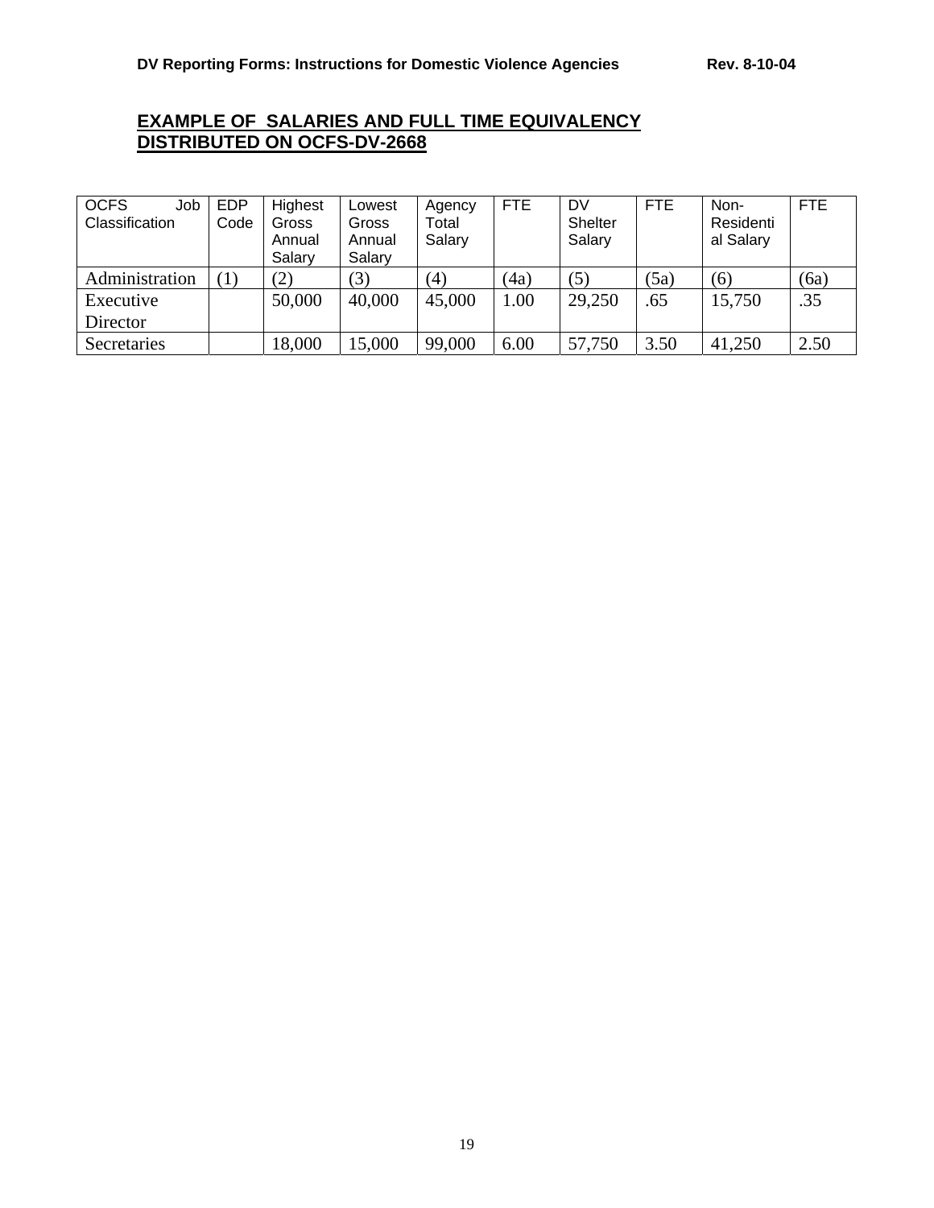## EXAMPLE OF SALARIES AND FULL TIME EQUIVALENCY DISTRIBUTED ON OCFS-DV-2668

| OCFS Job Classification | EDP Code | Highest Gross Annual Salary | Lowest Gross Annual Salary | Agency Total Salary | FTE | DV Shelter Salary | FTE | Non-Residential Salary | FTE |
|---|---|---|---|---|---|---|---|---|---|
| Administration | (1) | (2) | (3) | (4) | (4a) | (5) | (5a) | (6) | (6a) |
| Executive Director | | 50,000 | 40,000 | 45,000 | 1.00 | 29,250 | .65 | 15,750 | .35 |
| Secretaries | | 18,000 | 15,000 | 99,000 | 6.00 | 57,750 | 3.50 | 41,250 | 2.50 |